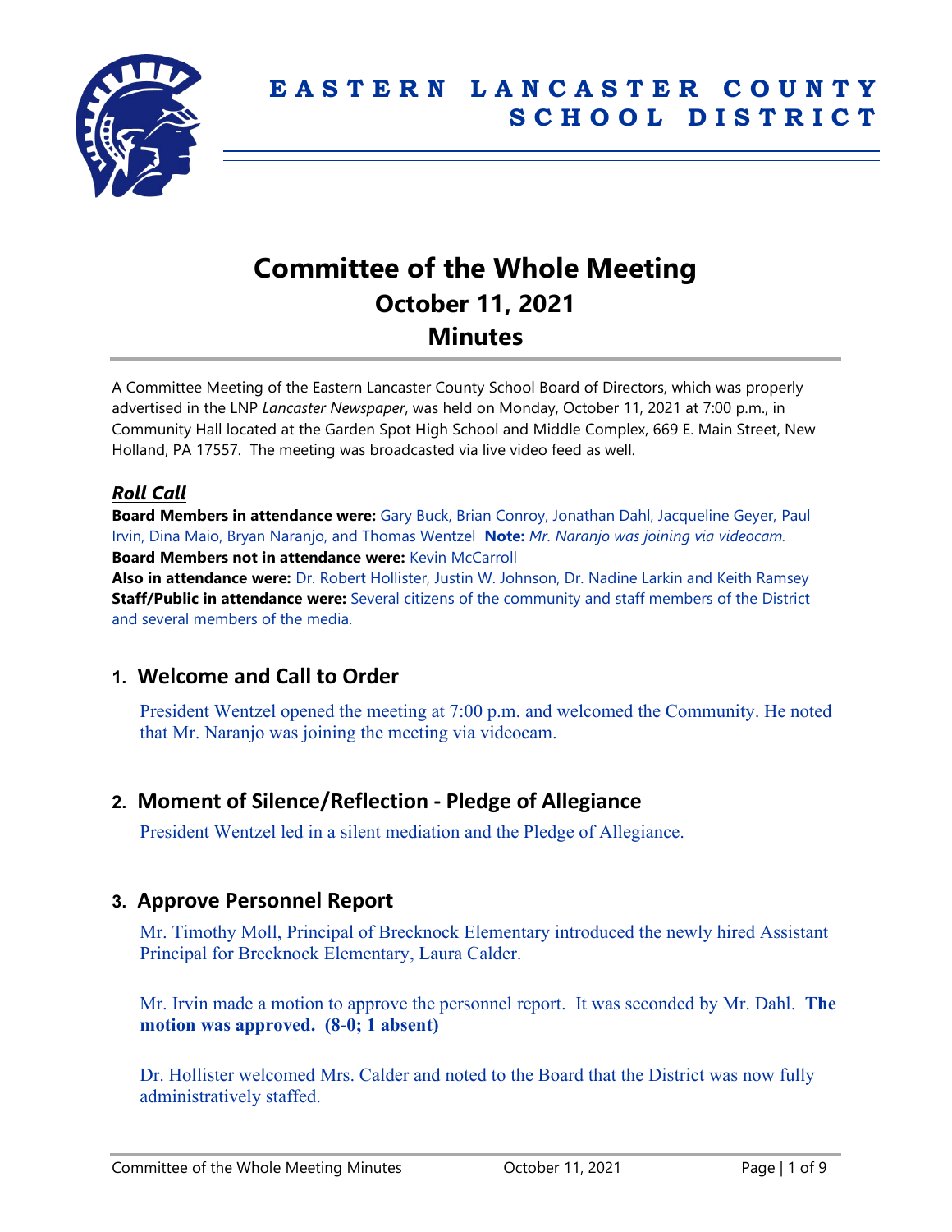# EASTERN LANCASTER COUNTY SCHOOL DISTRICT

# Committee of the Whole Meeting
## October 11, 2021
## Minutes

A Committee Meeting of the Eastern Lancaster County School Board of Directors, which was properly advertised in the LNP *Lancaster Newspaper*, was held on Monday, October 11, 2021 at 7:00 p.m., in Community Hall located at the Garden Spot High School and Middle Complex, 669 E. Main Street, New Holland, PA 17557. The meeting was broadcasted via live video feed as well.

### *Roll Call*

**Board Members in attendance were:** Gary Buck, Brian Conroy, Jonathan Dahl, Jacqueline Geyer, Paul Irvin, Dina Maio, Bryan Naranjo, and Thomas Wentzel **Note:** *Mr. Naranjo was joining via videocam.*
**Board Members not in attendance were:** Kevin McCarroll
**Also in attendance were:** Dr. Robert Hollister, Justin W. Johnson, Dr. Nadine Larkin and Keith Ramsey
**Staff/Public in attendance were:** Several citizens of the community and staff members of the District and several members of the media.

## 1. Welcome and Call to Order

President Wentzel opened the meeting at 7:00 p.m. and welcomed the Community. He noted that Mr. Naranjo was joining the meeting via videocam.

## 2. Moment of Silence/Reflection - Pledge of Allegiance

President Wentzel led in a silent mediation and the Pledge of Allegiance.

## 3. Approve Personnel Report

Mr. Timothy Moll, Principal of Brecknock Elementary introduced the newly hired Assistant Principal for Brecknock Elementary, Laura Calder.

Mr. Irvin made a motion to approve the personnel report. It was seconded by Mr. Dahl. **The motion was approved. (8-0; 1 absent)**

Dr. Hollister welcomed Mrs. Calder and noted to the Board that the District was now fully administratively staffed.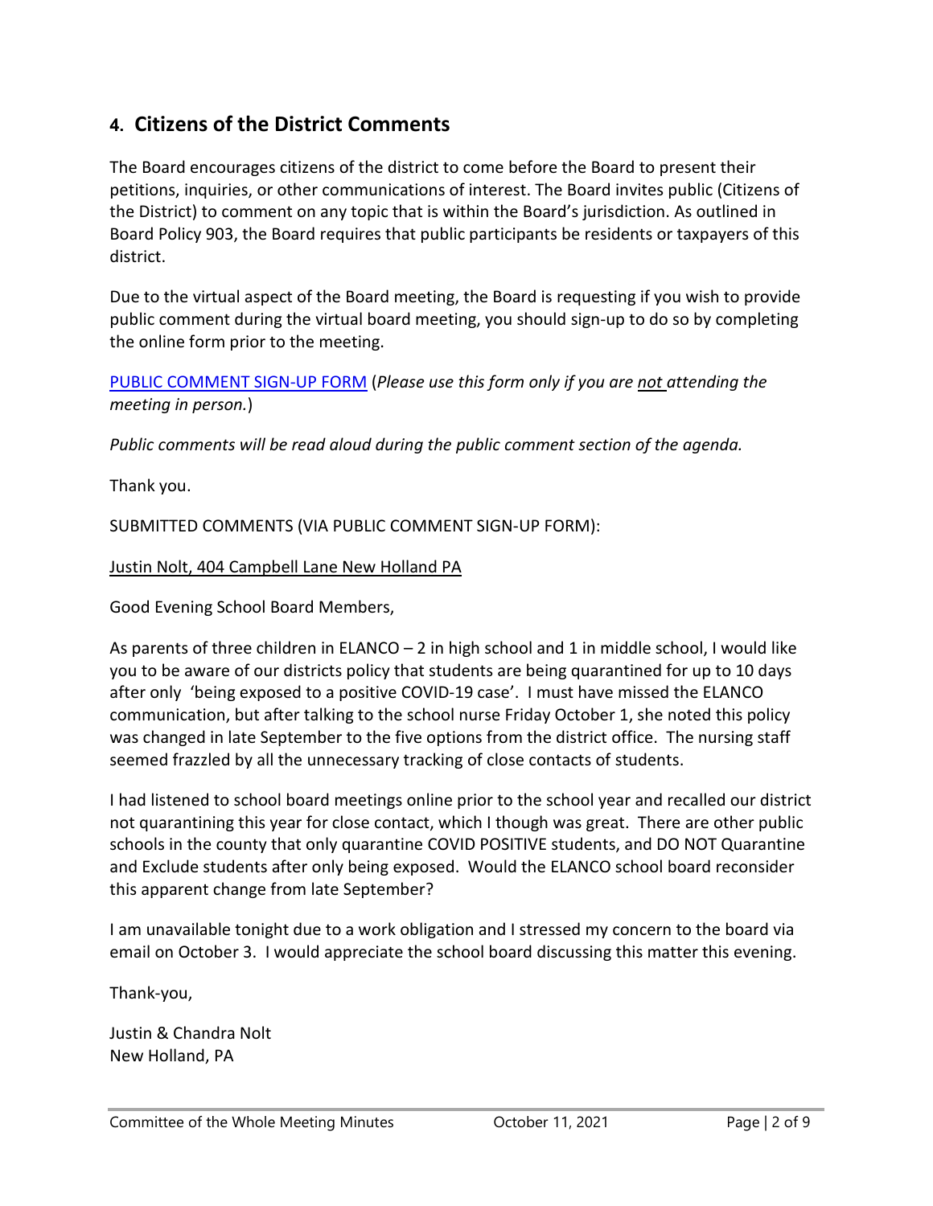## 4. Citizens of the District Comments

The Board encourages citizens of the district to come before the Board to present their petitions, inquiries, or other communications of interest. The Board invites public (Citizens of the District) to comment on any topic that is within the Board's jurisdiction. As outlined in Board Policy 903, the Board requires that public participants be residents or taxpayers of this district.

Due to the virtual aspect of the Board meeting, the Board is requesting if you wish to provide public comment during the virtual board meeting, you should sign-up to do so by completing the online form prior to the meeting.

PUBLIC COMMENT SIGN-UP FORM (*Please use this form only if you are not attending the meeting in person.*)

*Public comments will be read aloud during the public comment section of the agenda.*

Thank you.

SUBMITTED COMMENTS (VIA PUBLIC COMMENT SIGN-UP FORM):

Justin Nolt, 404 Campbell Lane New Holland PA

Good Evening School Board Members,

As parents of three children in ELANCO – 2 in high school and 1 in middle school, I would like you to be aware of our districts policy that students are being quarantined for up to 10 days after only 'being exposed to a positive COVID-19 case'. I must have missed the ELANCO communication, but after talking to the school nurse Friday October 1, she noted this policy was changed in late September to the five options from the district office. The nursing staff seemed frazzled by all the unnecessary tracking of close contacts of students.

I had listened to school board meetings online prior to the school year and recalled our district not quarantining this year for close contact, which I though was great. There are other public schools in the county that only quarantine COVID POSITIVE students, and DO NOT Quarantine and Exclude students after only being exposed. Would the ELANCO school board reconsider this apparent change from late September?

I am unavailable tonight due to a work obligation and I stressed my concern to the board via email on October 3. I would appreciate the school board discussing this matter this evening.

Thank-you,

Justin & Chandra Nolt
New Holland, PA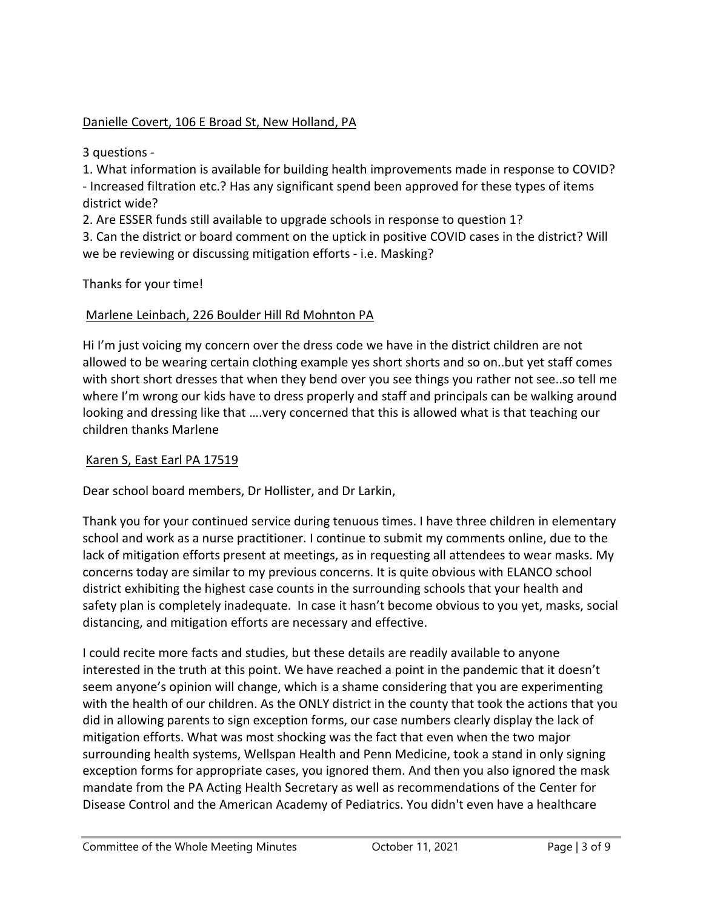Danielle Covert, 106 E Broad St, New Holland, PA

3 questions -

1. What information is available for building health improvements made in response to COVID? - Increased filtration etc.? Has any significant spend been approved for these types of items district wide?
2. Are ESSER funds still available to upgrade schools in response to question 1?
3. Can the district or board comment on the uptick in positive COVID cases in the district? Will we be reviewing or discussing mitigation efforts - i.e. Masking?

Thanks for your time!

Marlene Leinbach, 226 Boulder Hill Rd Mohnton PA

Hi I'm just voicing my concern over the dress code we have in the district children are not allowed to be wearing certain clothing example yes short shorts and so on..but yet staff comes with short short dresses that when they bend over you see things you rather not see..so tell me where I'm wrong our kids have to dress properly and staff and principals can be walking around looking and dressing like that ….very concerned that this is allowed what is that teaching our children thanks Marlene

Karen S, East Earl PA 17519

Dear school board members, Dr Hollister, and Dr Larkin,

Thank you for your continued service during tenuous times. I have three children in elementary school and work as a nurse practitioner. I continue to submit my comments online, due to the lack of mitigation efforts present at meetings, as in requesting all attendees to wear masks. My concerns today are similar to my previous concerns. It is quite obvious with ELANCO school district exhibiting the highest case counts in the surrounding schools that your health and safety plan is completely inadequate. In case it hasn't become obvious to you yet, masks, social distancing, and mitigation efforts are necessary and effective.

I could recite more facts and studies, but these details are readily available to anyone interested in the truth at this point. We have reached a point in the pandemic that it doesn't seem anyone's opinion will change, which is a shame considering that you are experimenting with the health of our children. As the ONLY district in the county that took the actions that you did in allowing parents to sign exception forms, our case numbers clearly display the lack of mitigation efforts. What was most shocking was the fact that even when the two major surrounding health systems, Wellspan Health and Penn Medicine, took a stand in only signing exception forms for appropriate cases, you ignored them. And then you also ignored the mask mandate from the PA Acting Health Secretary as well as recommendations of the Center for Disease Control and the American Academy of Pediatrics. You didn't even have a healthcare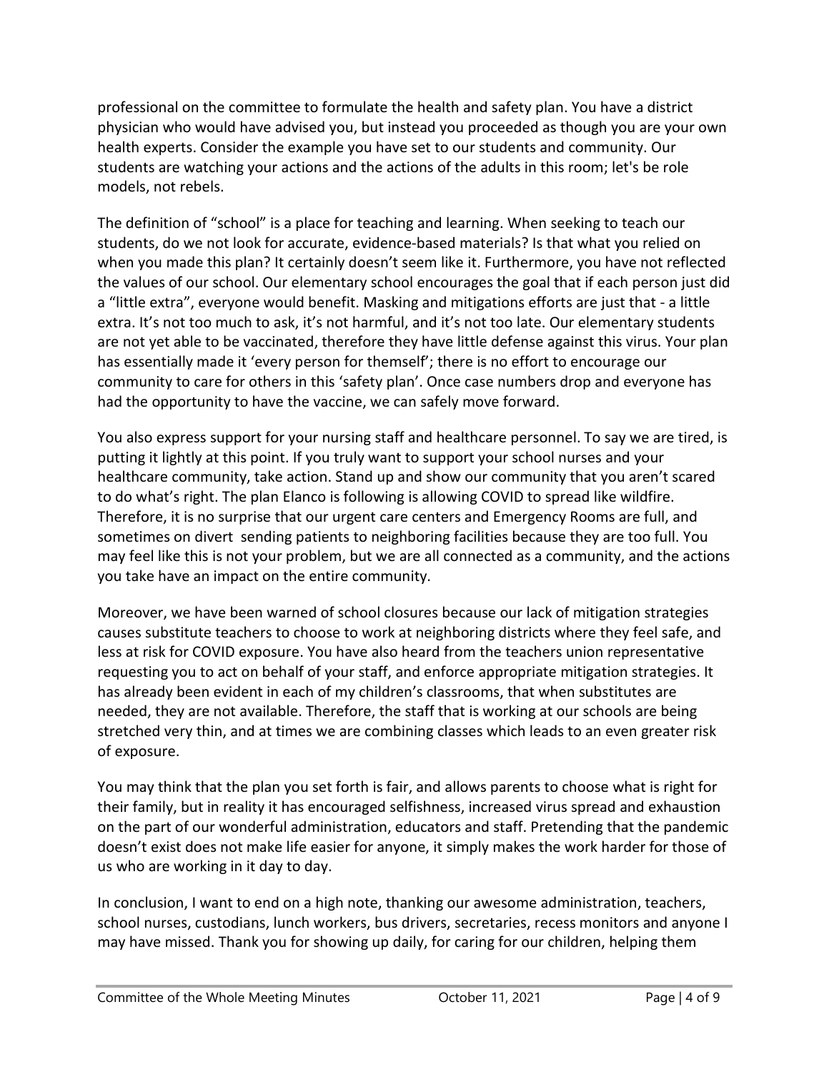professional on the committee to formulate the health and safety plan. You have a district physician who would have advised you, but instead you proceeded as though you are your own health experts. Consider the example you have set to our students and community. Our students are watching your actions and the actions of the adults in this room; let's be role models, not rebels.

The definition of "school" is a place for teaching and learning. When seeking to teach our students, do we not look for accurate, evidence-based materials? Is that what you relied on when you made this plan? It certainly doesn't seem like it. Furthermore, you have not reflected the values of our school. Our elementary school encourages the goal that if each person just did a "little extra", everyone would benefit. Masking and mitigations efforts are just that - a little extra. It's not too much to ask, it's not harmful, and it's not too late. Our elementary students are not yet able to be vaccinated, therefore they have little defense against this virus. Your plan has essentially made it 'every person for themself'; there is no effort to encourage our community to care for others in this 'safety plan'. Once case numbers drop and everyone has had the opportunity to have the vaccine, we can safely move forward.

You also express support for your nursing staff and healthcare personnel. To say we are tired, is putting it lightly at this point. If you truly want to support your school nurses and your healthcare community, take action. Stand up and show our community that you aren't scared to do what's right. The plan Elanco is following is allowing COVID to spread like wildfire. Therefore, it is no surprise that our urgent care centers and Emergency Rooms are full, and sometimes on divert sending patients to neighboring facilities because they are too full. You may feel like this is not your problem, but we are all connected as a community, and the actions you take have an impact on the entire community.

Moreover, we have been warned of school closures because our lack of mitigation strategies causes substitute teachers to choose to work at neighboring districts where they feel safe, and less at risk for COVID exposure. You have also heard from the teachers union representative requesting you to act on behalf of your staff, and enforce appropriate mitigation strategies. It has already been evident in each of my children's classrooms, that when substitutes are needed, they are not available. Therefore, the staff that is working at our schools are being stretched very thin, and at times we are combining classes which leads to an even greater risk of exposure.

You may think that the plan you set forth is fair, and allows parents to choose what is right for their family, but in reality it has encouraged selfishness, increased virus spread and exhaustion on the part of our wonderful administration, educators and staff. Pretending that the pandemic doesn't exist does not make life easier for anyone, it simply makes the work harder for those of us who are working in it day to day.

In conclusion, I want to end on a high note, thanking our awesome administration, teachers, school nurses, custodians, lunch workers, bus drivers, secretaries, recess monitors and anyone I may have missed. Thank you for showing up daily, for caring for our children, helping them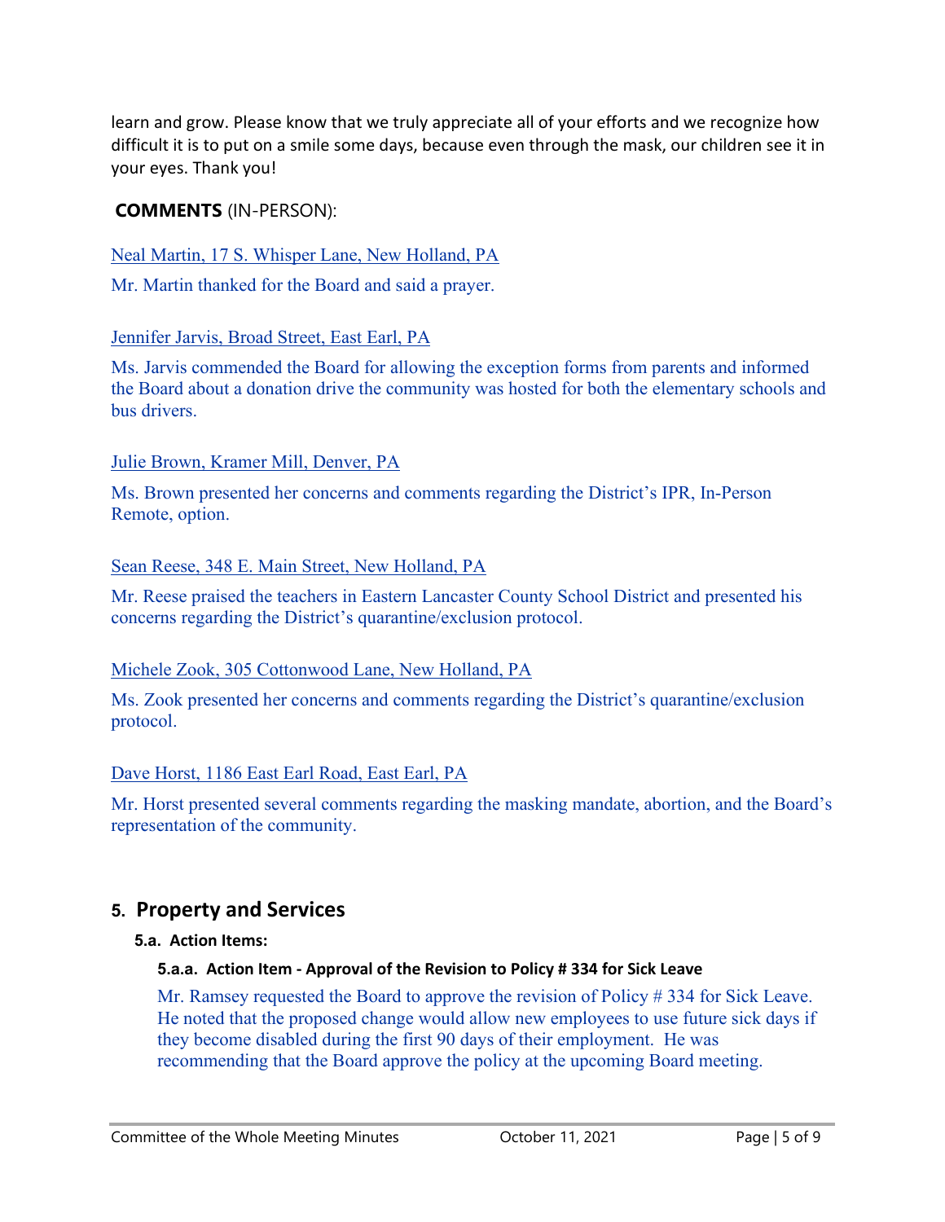learn and grow. Please know that we truly appreciate all of your efforts and we recognize how difficult it is to put on a smile some days, because even through the mask, our children see it in your eyes. Thank you!

**COMMENTS** (IN-PERSON):

Neal Martin, 17 S. Whisper Lane, New Holland, PA

Mr. Martin thanked for the Board and said a prayer.

Jennifer Jarvis, Broad Street, East Earl, PA

Ms. Jarvis commended the Board for allowing the exception forms from parents and informed the Board about a donation drive the community was hosted for both the elementary schools and bus drivers.

Julie Brown, Kramer Mill, Denver, PA

Ms. Brown presented her concerns and comments regarding the District's IPR, In-Person Remote, option.

Sean Reese, 348 E. Main Street, New Holland, PA

Mr. Reese praised the teachers in Eastern Lancaster County School District and presented his concerns regarding the District's quarantine/exclusion protocol.

Michele Zook, 305 Cottonwood Lane, New Holland, PA

Ms. Zook presented her concerns and comments regarding the District's quarantine/exclusion protocol.

Dave Horst, 1186 East Earl Road, East Earl, PA

Mr. Horst presented several comments regarding the masking mandate, abortion, and the Board's representation of the community.

## 5. Property and Services

### 5.a. Action Items:

#### 5.a.a. Action Item - Approval of the Revision to Policy # 334 for Sick Leave

Mr. Ramsey requested the Board to approve the revision of Policy # 334 for Sick Leave. He noted that the proposed change would allow new employees to use future sick days if they become disabled during the first 90 days of their employment. He was recommending that the Board approve the policy at the upcoming Board meeting.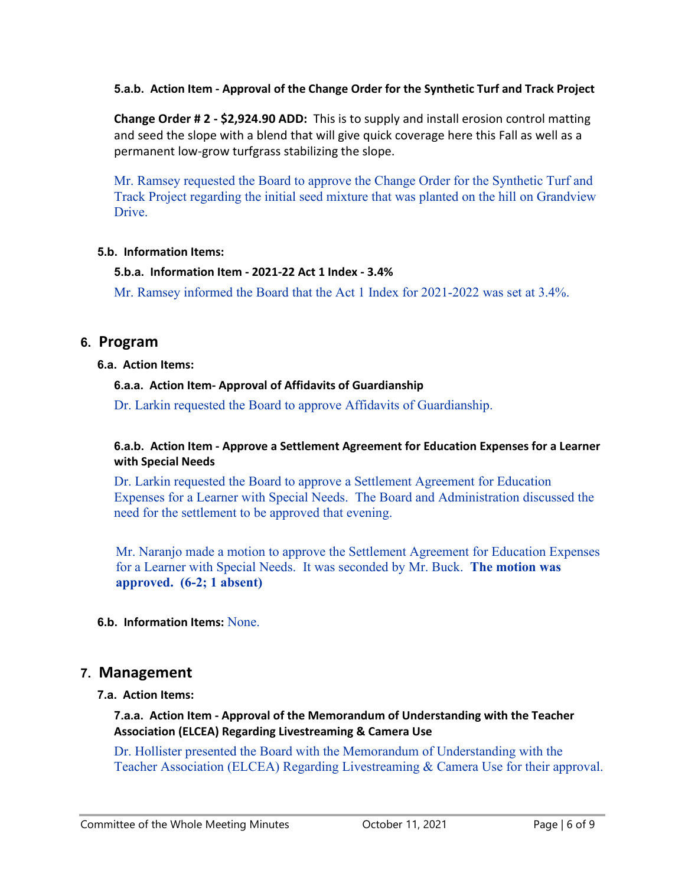**5.a.b. Action Item - Approval of the Change Order for the Synthetic Turf and Track Project**

**Change Order # 2 - $2,924.90 ADD:** This is to supply and install erosion control matting and seed the slope with a blend that will give quick coverage here this Fall as well as a permanent low-grow turfgrass stabilizing the slope.

Mr. Ramsey requested the Board to approve the Change Order for the Synthetic Turf and Track Project regarding the initial seed mixture that was planted on the hill on Grandview Drive.

**5.b. Information Items:**

**5.b.a. Information Item - 2021-22 Act 1 Index - 3.4%**

Mr. Ramsey informed the Board that the Act 1 Index for 2021-2022 was set at 3.4%.

## 6. Program

**6.a. Action Items:**

**6.a.a. Action Item- Approval of Affidavits of Guardianship**

Dr. Larkin requested the Board to approve Affidavits of Guardianship.

**6.a.b. Action Item - Approve a Settlement Agreement for Education Expenses for a Learner with Special Needs**

Dr. Larkin requested the Board to approve a Settlement Agreement for Education Expenses for a Learner with Special Needs. The Board and Administration discussed the need for the settlement to be approved that evening.

Mr. Naranjo made a motion to approve the Settlement Agreement for Education Expenses for a Learner with Special Needs. It was seconded by Mr. Buck. **The motion was approved. (6-2; 1 absent)**

**6.b. Information Items:** None.

## 7. Management

**7.a. Action Items:**

**7.a.a. Action Item - Approval of the Memorandum of Understanding with the Teacher Association (ELCEA) Regarding Livestreaming & Camera Use**

Dr. Hollister presented the Board with the Memorandum of Understanding with the Teacher Association (ELCEA) Regarding Livestreaming & Camera Use for their approval.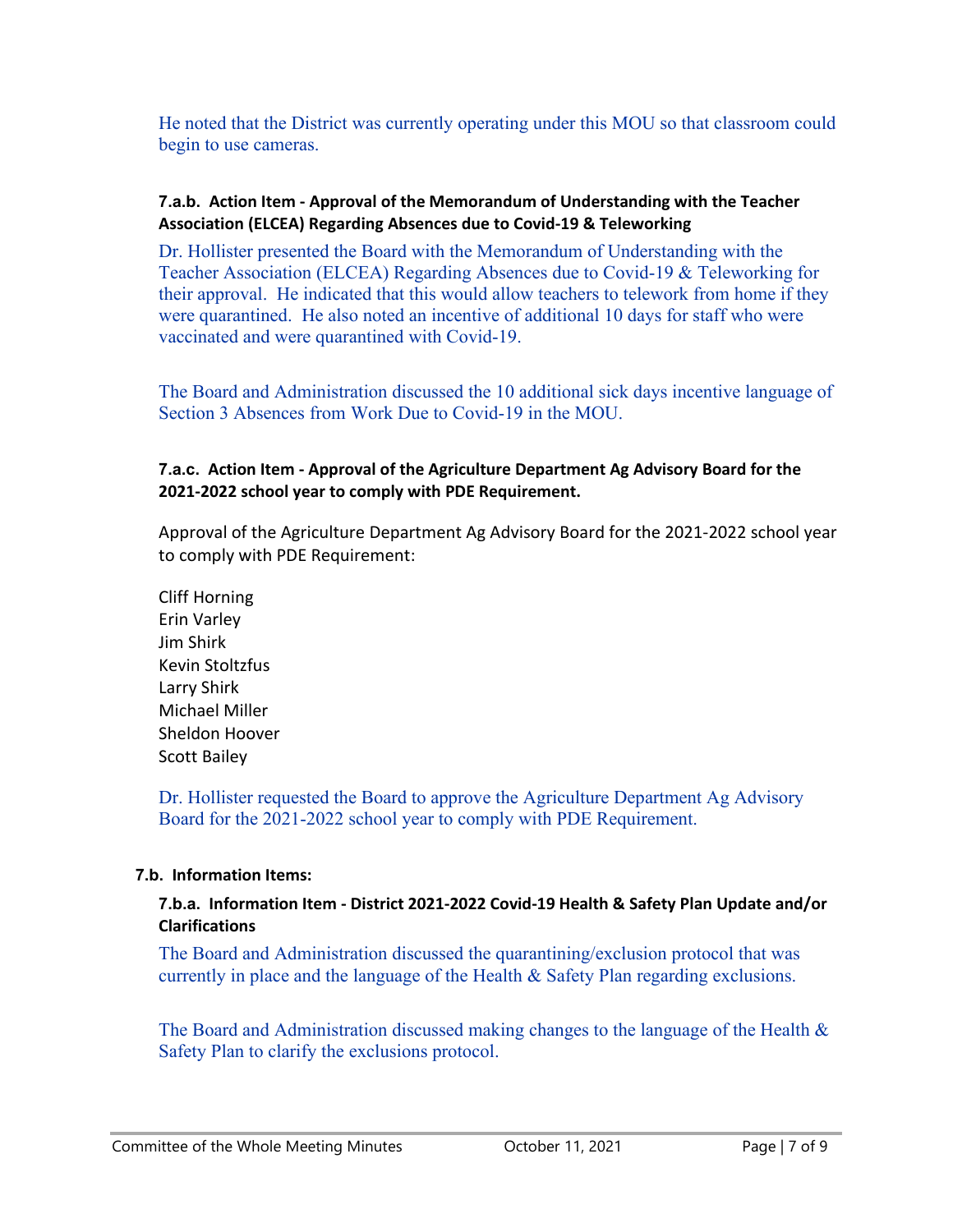He noted that the District was currently operating under this MOU so that classroom could begin to use cameras.

#### 7.a.b. Action Item - Approval of the Memorandum of Understanding with the Teacher Association (ELCEA) Regarding Absences due to Covid-19 & Teleworking

Dr. Hollister presented the Board with the Memorandum of Understanding with the Teacher Association (ELCEA) Regarding Absences due to Covid-19 & Teleworking for their approval. He indicated that this would allow teachers to telework from home if they were quarantined. He also noted an incentive of additional 10 days for staff who were vaccinated and were quarantined with Covid-19.

The Board and Administration discussed the 10 additional sick days incentive language of Section 3 Absences from Work Due to Covid-19 in the MOU.

#### 7.a.c. Action Item - Approval of the Agriculture Department Ag Advisory Board for the 2021-2022 school year to comply with PDE Requirement.

Approval of the Agriculture Department Ag Advisory Board for the 2021-2022 school year to comply with PDE Requirement:

Cliff Horning
Erin Varley
Jim Shirk
Kevin Stoltzfus
Larry Shirk
Michael Miller
Sheldon Hoover
Scott Bailey

Dr. Hollister requested the Board to approve the Agriculture Department Ag Advisory Board for the 2021-2022 school year to comply with PDE Requirement.

### 7.b. Information Items:

#### 7.b.a. Information Item - District 2021-2022 Covid-19 Health & Safety Plan Update and/or Clarifications

The Board and Administration discussed the quarantining/exclusion protocol that was currently in place and the language of the Health & Safety Plan regarding exclusions.

The Board and Administration discussed making changes to the language of the Health & Safety Plan to clarify the exclusions protocol.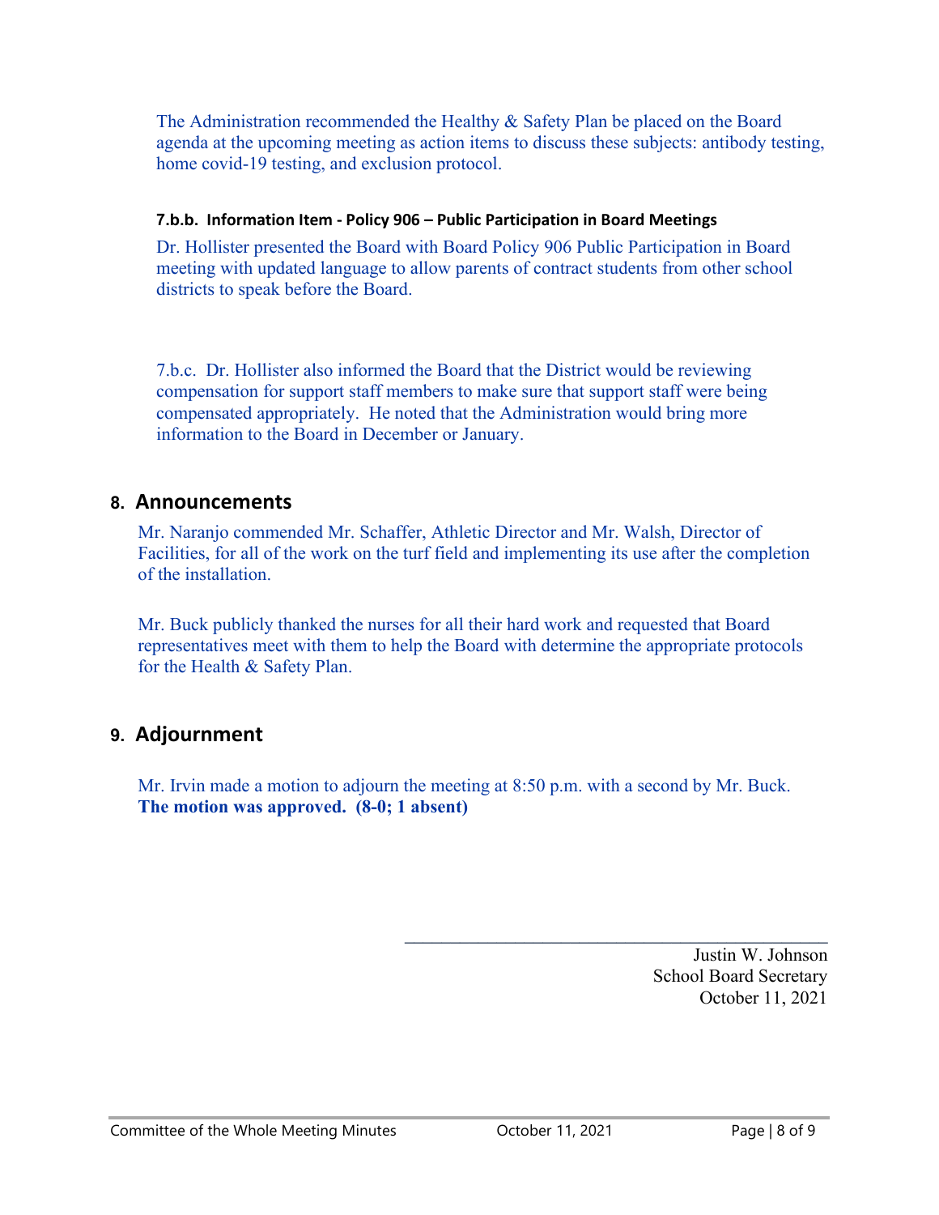The Administration recommended the Healthy & Safety Plan be placed on the Board agenda at the upcoming meeting as action items to discuss these subjects: antibody testing, home covid-19 testing, and exclusion protocol.

#### 7.b.b. Information Item - Policy 906 – Public Participation in Board Meetings

Dr. Hollister presented the Board with Board Policy 906 Public Participation in Board meeting with updated language to allow parents of contract students from other school districts to speak before the Board.

7.b.c. Dr. Hollister also informed the Board that the District would be reviewing compensation for support staff members to make sure that support staff were being compensated appropriately. He noted that the Administration would bring more information to the Board in December or January.

## 8. Announcements

Mr. Naranjo commended Mr. Schaffer, Athletic Director and Mr. Walsh, Director of Facilities, for all of the work on the turf field and implementing its use after the completion of the installation.

Mr. Buck publicly thanked the nurses for all their hard work and requested that Board representatives meet with them to help the Board with determine the appropriate protocols for the Health & Safety Plan.

## 9. Adjournment

Mr. Irvin made a motion to adjourn the meeting at 8:50 p.m. with a second by Mr. Buck. **The motion was approved. (8-0; 1 absent)**

\_\_\_\_\_\_\_\_\_\_\_\_\_\_\_\_\_\_\_\_\_\_\_\_\_\_\_\_\_\_\_\_\_\_\_\_\_\_\_\_

Justin W. Johnson
School Board Secretary
October 11, 2021